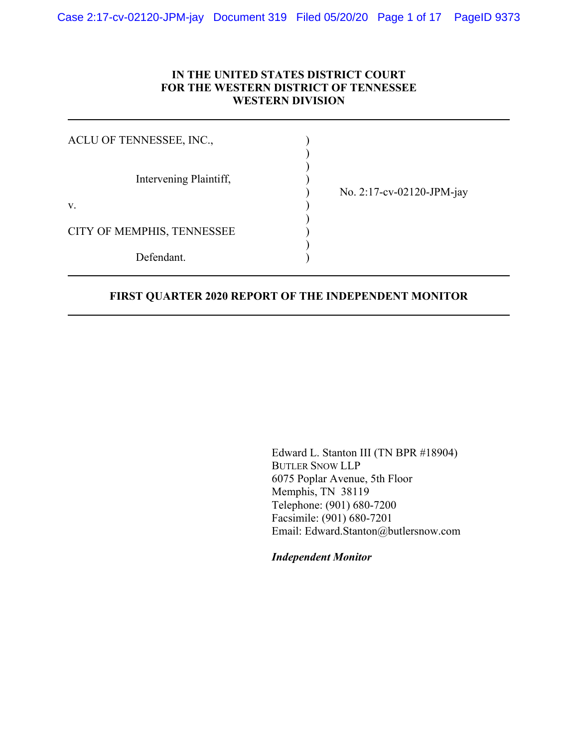# IN THE UNITED STATES DISTRICT COURT FOR THE WESTERN DISTRICT OF TENNESSEE WESTERN DIVISION

---

| | | |
|---|---|---|
| ACLU OF TENNESSEE, INC., | ) | |
| | ) | |
| Intervening Plaintiff, | ) | |
| | ) | No. 2:17-cv-02120-JPM-jay |
| v. | ) | |
| | ) | |
| CITY OF MEMPHIS, TENNESSEE | ) | |
| | ) | |
| Defendant. | ) | |

---

## FIRST QUARTER 2020 REPORT OF THE INDEPENDENT MONITOR

---

Edward L. Stanton III (TN BPR #18904)
BUTLER SNOW LLP
6075 Poplar Avenue, 5th Floor
Memphis, TN 38119
Telephone: (901) 680-7200
Facsimile: (901) 680-7201
Email: Edward.Stanton@butlersnow.com

***Independent Monitor***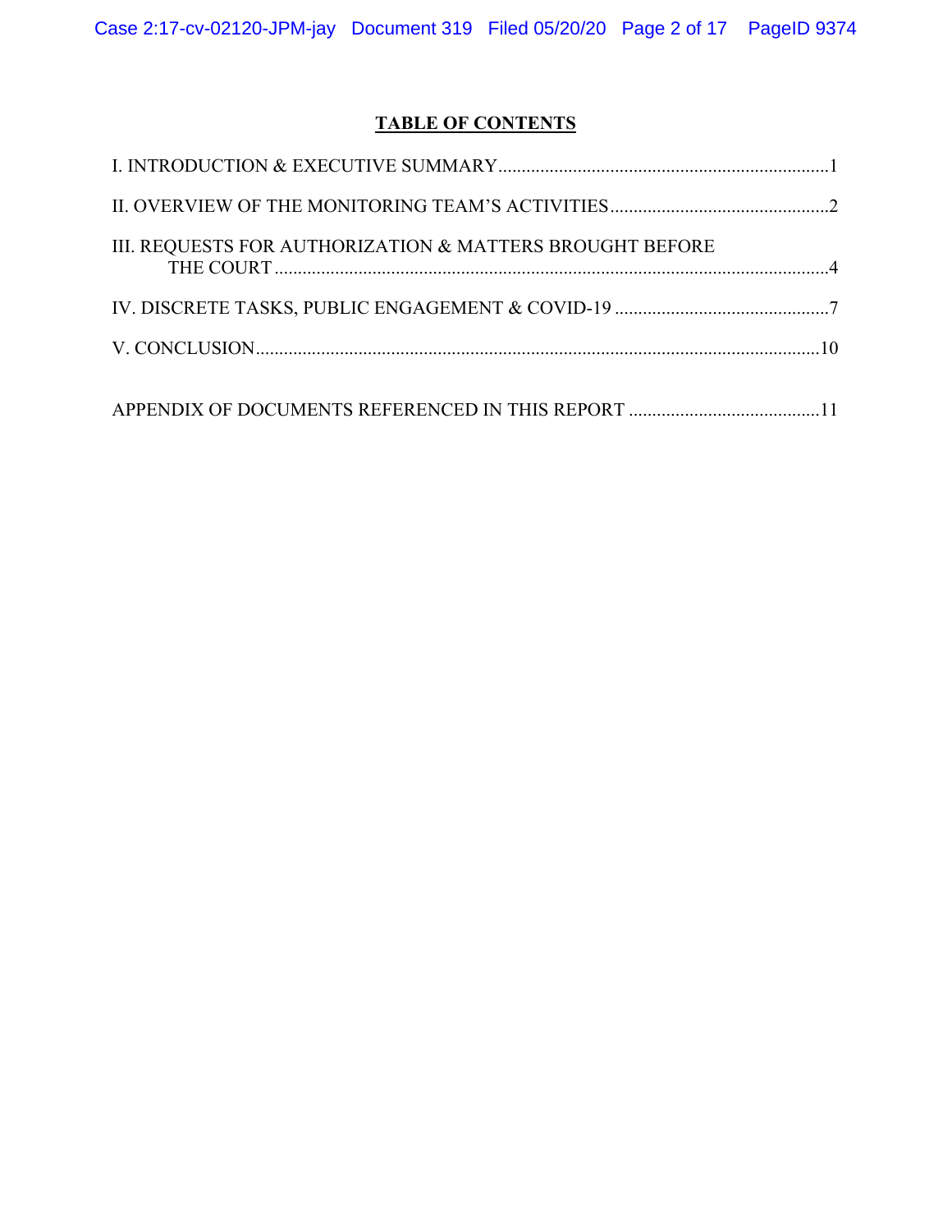# TABLE OF CONTENTS

I. INTRODUCTION & EXECUTIVE SUMMARY .......................................................................1

II. OVERVIEW OF THE MONITORING TEAM'S ACTIVITIES ...............................................2

III. REQUESTS FOR AUTHORIZATION & MATTERS BROUGHT BEFORE THE COURT .......................................................................................................................4

IV. DISCRETE TASKS, PUBLIC ENGAGEMENT & COVID-19 ..............................................7

V. CONCLUSION .........................................................................................................................10

APPENDIX OF DOCUMENTS REFERENCED IN THIS REPORT .........................................11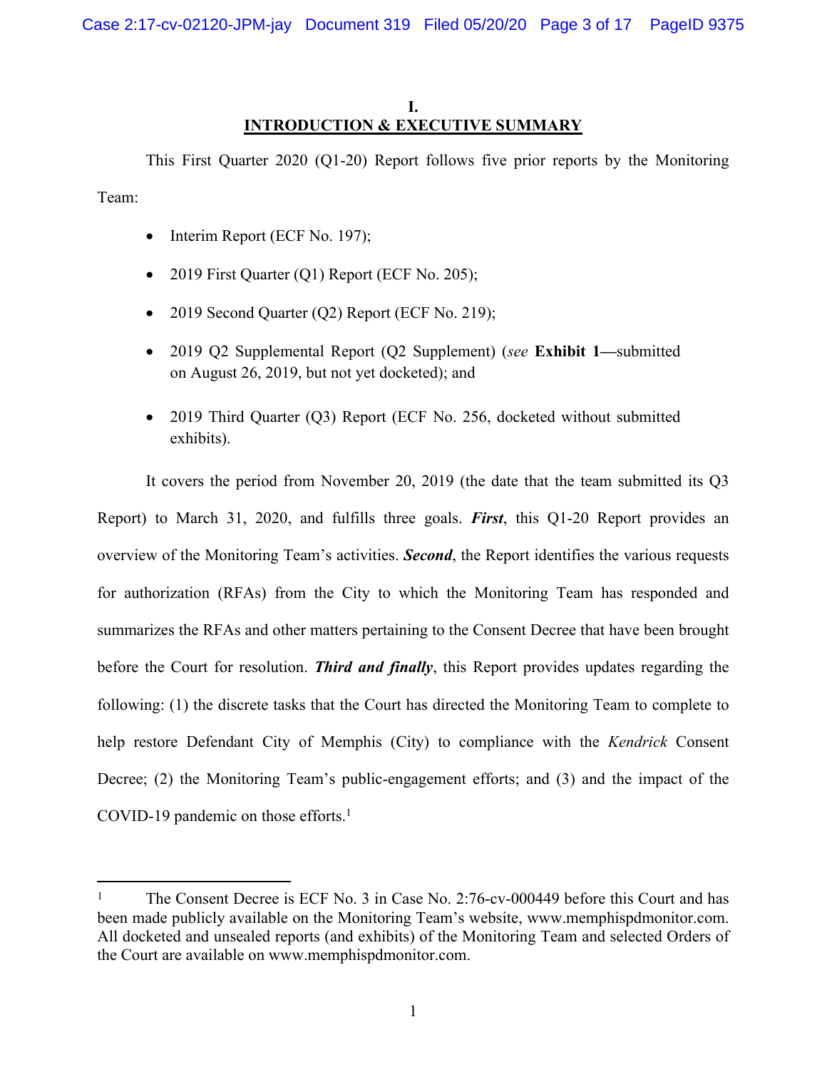# I.
# INTRODUCTION & EXECUTIVE SUMMARY

This First Quarter 2020 (Q1-20) Report follows five prior reports by the Monitoring Team:

- Interim Report (ECF No. 197);
- 2019 First Quarter (Q1) Report (ECF No. 205);
- 2019 Second Quarter (Q2) Report (ECF No. 219);
- 2019 Q2 Supplemental Report (Q2 Supplement) (*see* **Exhibit 1—**submitted on August 26, 2019, but not yet docketed); and
- 2019 Third Quarter (Q3) Report (ECF No. 256, docketed without submitted exhibits).

It covers the period from November 20, 2019 (the date that the team submitted its Q3 Report) to March 31, 2020, and fulfills three goals. ***First***, this Q1-20 Report provides an overview of the Monitoring Team's activities. ***Second***, the Report identifies the various requests for authorization (RFAs) from the City to which the Monitoring Team has responded and summarizes the RFAs and other matters pertaining to the Consent Decree that have been brought before the Court for resolution. ***Third and finally***, this Report provides updates regarding the following: (1) the discrete tasks that the Court has directed the Monitoring Team to complete to help restore Defendant City of Memphis (City) to compliance with the *Kendrick* Consent Decree; (2) the Monitoring Team's public-engagement efforts; and (3) and the impact of the COVID-19 pandemic on those efforts.[1]

[1] The Consent Decree is ECF No. 3 in Case No. 2:76-cv-000449 before this Court and has been made publicly available on the Monitoring Team's website, www.memphispdmonitor.com. All docketed and unsealed reports (and exhibits) of the Monitoring Team and selected Orders of the Court are available on www.memphispdmonitor.com.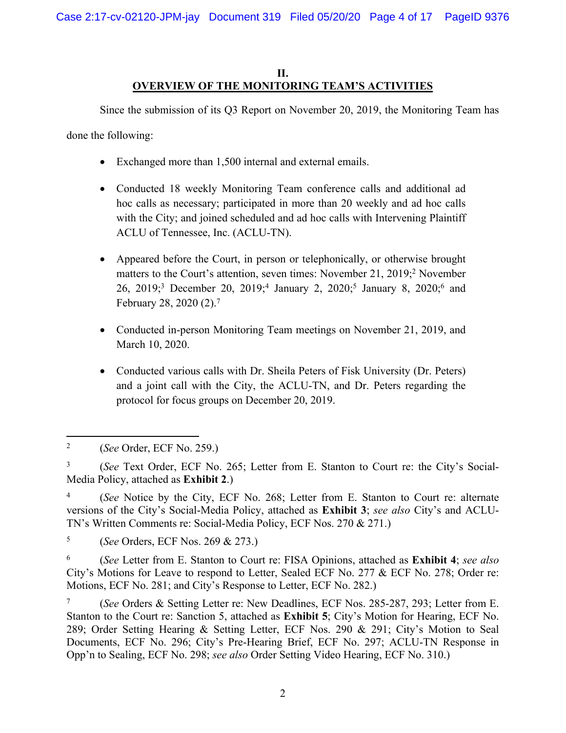## II. OVERVIEW OF THE MONITORING TEAM'S ACTIVITIES

Since the submission of its Q3 Report on November 20, 2019, the Monitoring Team has done the following:

- Exchanged more than 1,500 internal and external emails.
- Conducted 18 weekly Monitoring Team conference calls and additional ad hoc calls as necessary; participated in more than 20 weekly and ad hoc calls with the City; and joined scheduled and ad hoc calls with Intervening Plaintiff ACLU of Tennessee, Inc. (ACLU-TN).
- Appeared before the Court, in person or telephonically, or otherwise brought matters to the Court's attention, seven times: November 21, 2019;[2] November 26, 2019;[3] December 20, 2019;[4] January 2, 2020;[5] January 8, 2020;[6] and February 28, 2020 (2).[7]
- Conducted in-person Monitoring Team meetings on November 21, 2019, and March 10, 2020.
- Conducted various calls with Dr. Sheila Peters of Fisk University (Dr. Peters) and a joint call with the City, the ACLU-TN, and Dr. Peters regarding the protocol for focus groups on December 20, 2019.

---

[2] (*See* Order, ECF No. 259.)

[3] (*See* Text Order, ECF No. 265; Letter from E. Stanton to Court re: the City's Social-Media Policy, attached as **Exhibit 2**.)

[4] (*See* Notice by the City, ECF No. 268; Letter from E. Stanton to Court re: alternate versions of the City's Social-Media Policy, attached as **Exhibit 3**; *see also* City's and ACLU-TN's Written Comments re: Social-Media Policy, ECF Nos. 270 & 271.)

[5] (*See* Orders, ECF Nos. 269 & 273.)

[6] (*See* Letter from E. Stanton to Court re: FISA Opinions, attached as **Exhibit 4**; *see also* City's Motions for Leave to respond to Letter, Sealed ECF No. 277 & ECF No. 278; Order re: Motions, ECF No. 281; and City's Response to Letter, ECF No. 282.)

[7] (*See* Orders & Setting Letter re: New Deadlines, ECF Nos. 285-287, 293; Letter from E. Stanton to the Court re: Sanction 5, attached as **Exhibit 5**; City's Motion for Hearing, ECF No. 289; Order Setting Hearing & Setting Letter, ECF Nos. 290 & 291; City's Motion to Seal Documents, ECF No. 296; City's Pre-Hearing Brief, ECF No. 297; ACLU-TN Response in Opp'n to Sealing, ECF No. 298; *see also* Order Setting Video Hearing, ECF No. 310.)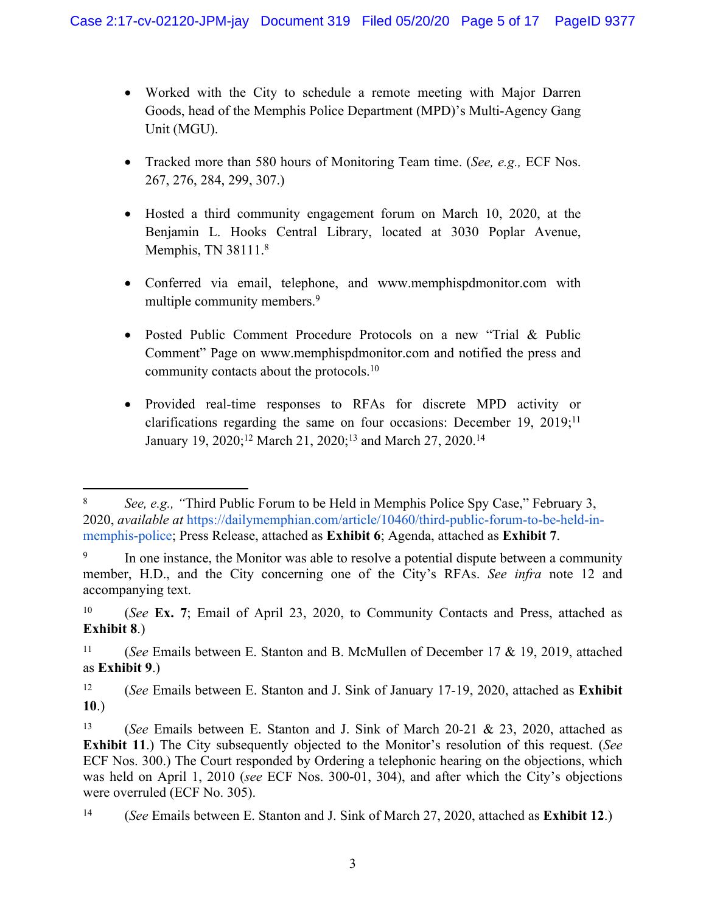- Worked with the City to schedule a remote meeting with Major Darren Goods, head of the Memphis Police Department (MPD)'s Multi-Agency Gang Unit (MGU).

- Tracked more than 580 hours of Monitoring Team time. (*See, e.g.,* ECF Nos. 267, 276, 284, 299, 307.)

- Hosted a third community engagement forum on March 10, 2020, at the Benjamin L. Hooks Central Library, located at 3030 Poplar Avenue, Memphis, TN 38111.[8]

- Conferred via email, telephone, and www.memphispdmonitor.com with multiple community members.[9]

- Posted Public Comment Procedure Protocols on a new "Trial & Public Comment" Page on www.memphispdmonitor.com and notified the press and community contacts about the protocols.[10]

- Provided real-time responses to RFAs for discrete MPD activity or clarifications regarding the same on four occasions: December 19, 2019;[11] January 19, 2020;[12] March 21, 2020;[13] and March 27, 2020.[14]

---

[8] *See, e.g., "*Third Public Forum to be Held in Memphis Police Spy Case," February 3, 2020, *available at* https://dailymemphian.com/article/10460/third-public-forum-to-be-held-in-memphis-police; Press Release, attached as **Exhibit 6**; Agenda, attached as **Exhibit 7**.

[9] In one instance, the Monitor was able to resolve a potential dispute between a community member, H.D., and the City concerning one of the City's RFAs. *See infra* note 12 and accompanying text.

[10] (*See* **Ex. 7**; Email of April 23, 2020, to Community Contacts and Press, attached as **Exhibit 8**.)

[11] (*See* Emails between E. Stanton and B. McMullen of December 17 & 19, 2019, attached as **Exhibit 9**.)

[12] (*See* Emails between E. Stanton and J. Sink of January 17-19, 2020, attached as **Exhibit 10**.)

[13] (*See* Emails between E. Stanton and J. Sink of March 20-21 & 23, 2020, attached as **Exhibit 11**.) The City subsequently objected to the Monitor's resolution of this request. (*See* ECF Nos. 300.) The Court responded by Ordering a telephonic hearing on the objections, which was held on April 1, 2010 (*see* ECF Nos. 300-01, 304), and after which the City's objections were overruled (ECF No. 305).

[14] (*See* Emails between E. Stanton and J. Sink of March 27, 2020, attached as **Exhibit 12**.)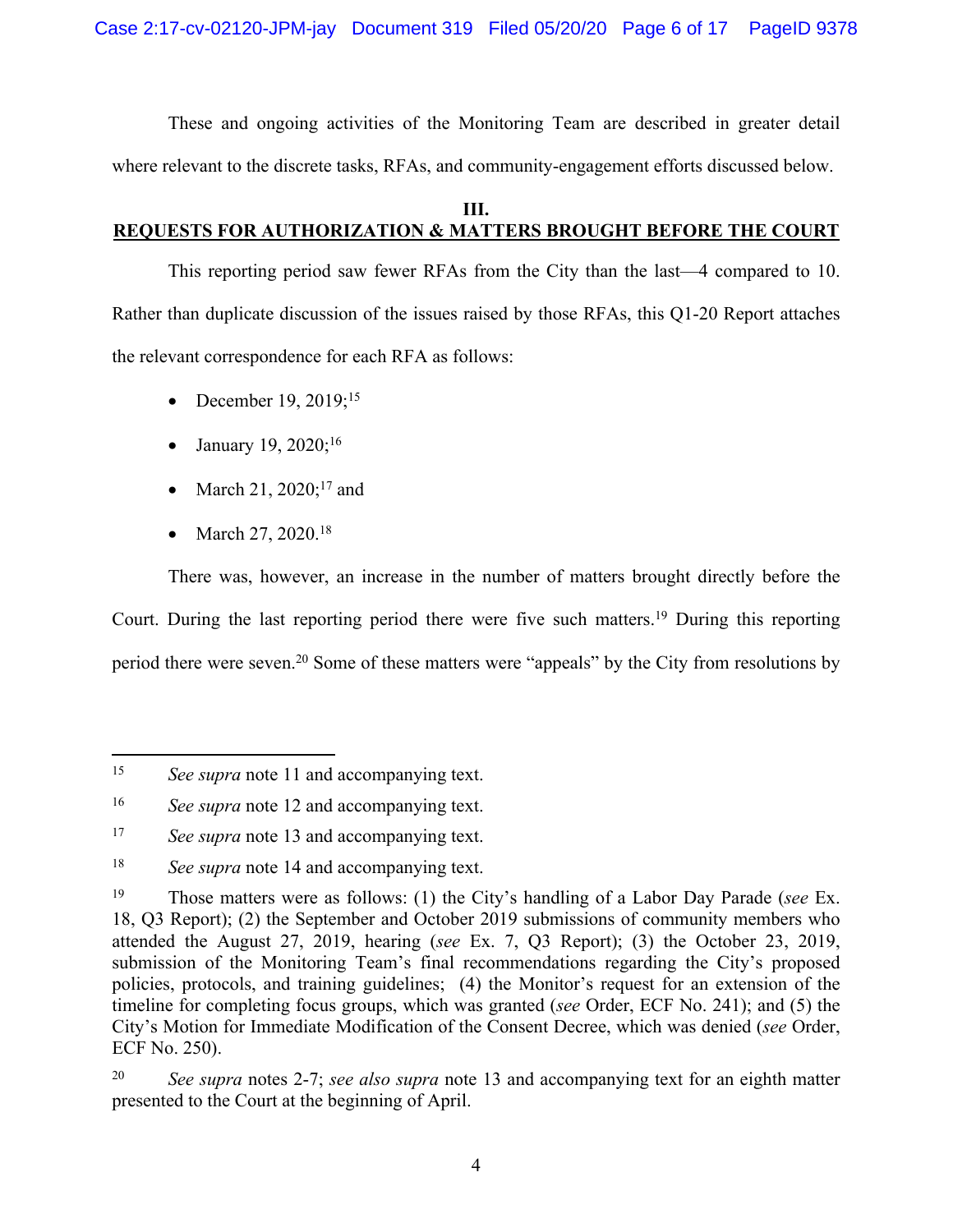These and ongoing activities of the Monitoring Team are described in greater detail where relevant to the discrete tasks, RFAs, and community-engagement efforts discussed below.

## III.
## REQUESTS FOR AUTHORIZATION & MATTERS BROUGHT BEFORE THE COURT

This reporting period saw fewer RFAs from the City than the last—4 compared to 10. Rather than duplicate discussion of the issues raised by those RFAs, this Q1-20 Report attaches the relevant correspondence for each RFA as follows:

- December 19, 2019;[15]
- January 19, 2020;[16]
- March 21, 2020;[17] and
- March 27, 2020.[18]

There was, however, an increase in the number of matters brought directly before the Court. During the last reporting period there were five such matters.[19] During this reporting period there were seven.[20] Some of these matters were "appeals" by the City from resolutions by

---

[15] *See supra* note 11 and accompanying text.

[16] *See supra* note 12 and accompanying text.

[17] *See supra* note 13 and accompanying text.

[18] *See supra* note 14 and accompanying text.

[19] Those matters were as follows: (1) the City's handling of a Labor Day Parade (*see* Ex. 18, Q3 Report); (2) the September and October 2019 submissions of community members who attended the August 27, 2019, hearing (*see* Ex. 7, Q3 Report); (3) the October 23, 2019, submission of the Monitoring Team's final recommendations regarding the City's proposed policies, protocols, and training guidelines; (4) the Monitor's request for an extension of the timeline for completing focus groups, which was granted (*see* Order, ECF No. 241); and (5) the City's Motion for Immediate Modification of the Consent Decree, which was denied (*see* Order, ECF No. 250).

[20] *See supra* notes 2-7; *see also supra* note 13 and accompanying text for an eighth matter presented to the Court at the beginning of April.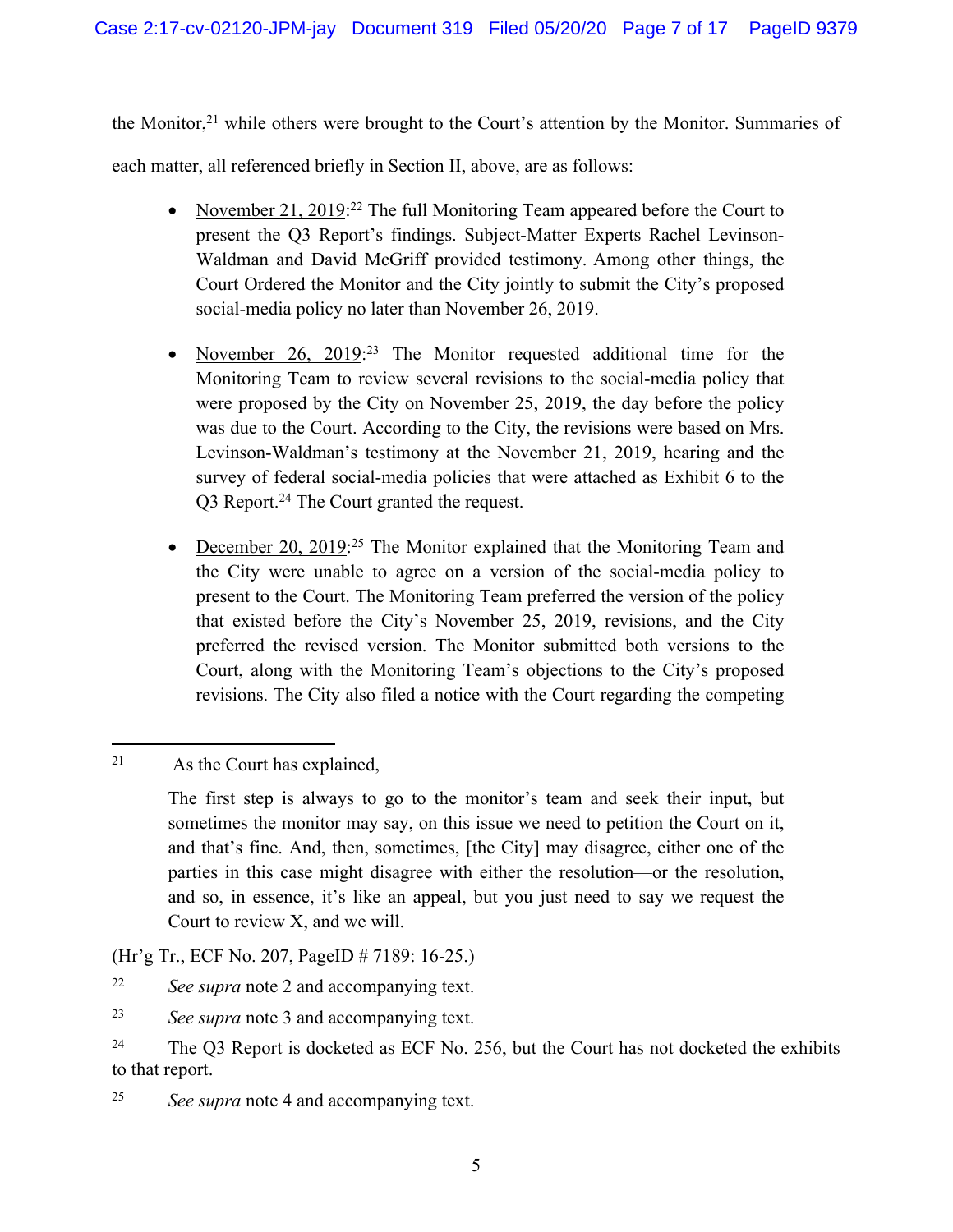the Monitor,[21] while others were brought to the Court's attention by the Monitor. Summaries of each matter, all referenced briefly in Section II, above, are as follows:

- November 21, 2019:[22] The full Monitoring Team appeared before the Court to present the Q3 Report's findings. Subject-Matter Experts Rachel Levinson-Waldman and David McGriff provided testimony. Among other things, the Court Ordered the Monitor and the City jointly to submit the City's proposed social-media policy no later than November 26, 2019.

- November 26, 2019:[23] The Monitor requested additional time for the Monitoring Team to review several revisions to the social-media policy that were proposed by the City on November 25, 2019, the day before the policy was due to the Court. According to the City, the revisions were based on Mrs. Levinson-Waldman's testimony at the November 21, 2019, hearing and the survey of federal social-media policies that were attached as Exhibit 6 to the Q3 Report.[24] The Court granted the request.

- December 20, 2019:[25] The Monitor explained that the Monitoring Team and the City were unable to agree on a version of the social-media policy to present to the Court. The Monitoring Team preferred the version of the policy that existed before the City's November 25, 2019, revisions, and the City preferred the revised version. The Monitor submitted both versions to the Court, along with the Monitoring Team's objections to the City's proposed revisions. The City also filed a notice with the Court regarding the competing

---

[21] As the Court has explained,

> The first step is always to go to the monitor's team and seek their input, but sometimes the monitor may say, on this issue we need to petition the Court on it, and that's fine. And, then, sometimes, [the City] may disagree, either one of the parties in this case might disagree with either the resolution—or the resolution, and so, in essence, it's like an appeal, but you just need to say we request the Court to review X, and we will.

(Hr'g Tr., ECF No. 207, PageID # 7189: 16-25.)

[22] *See supra* note 2 and accompanying text.

[23] *See supra* note 3 and accompanying text.

[24] The Q3 Report is docketed as ECF No. 256, but the Court has not docketed the exhibits to that report.

[25] *See supra* note 4 and accompanying text.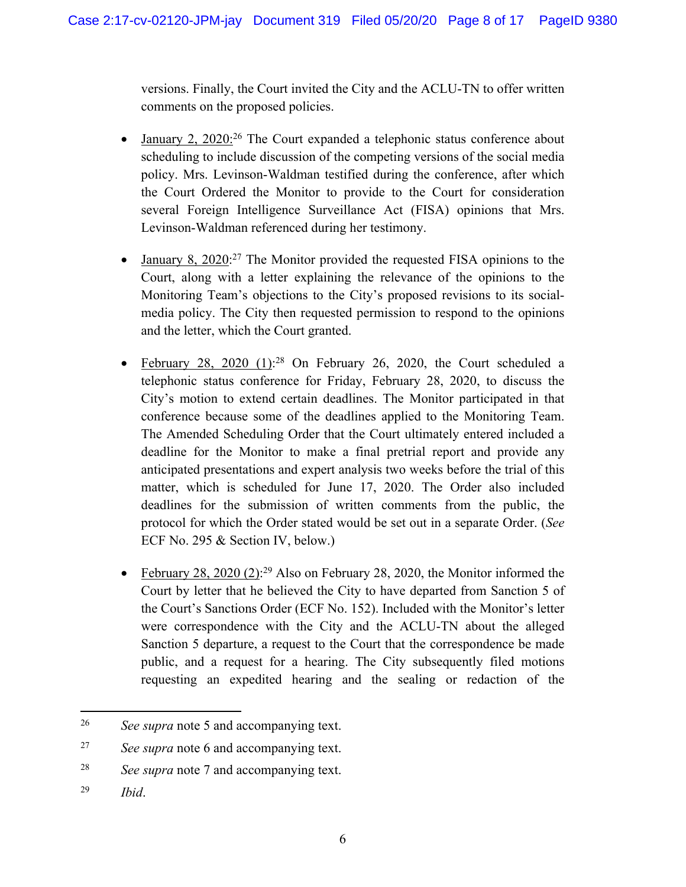versions. Finally, the Court invited the City and the ACLU-TN to offer written comments on the proposed policies.

- January 2, 2020:[26] The Court expanded a telephonic status conference about scheduling to include discussion of the competing versions of the social media policy. Mrs. Levinson-Waldman testified during the conference, after which the Court Ordered the Monitor to provide to the Court for consideration several Foreign Intelligence Surveillance Act (FISA) opinions that Mrs. Levinson-Waldman referenced during her testimony.

- January 8, 2020:[27] The Monitor provided the requested FISA opinions to the Court, along with a letter explaining the relevance of the opinions to the Monitoring Team's objections to the City's proposed revisions to its social-media policy. The City then requested permission to respond to the opinions and the letter, which the Court granted.

- February 28, 2020 (1):[28] On February 26, 2020, the Court scheduled a telephonic status conference for Friday, February 28, 2020, to discuss the City's motion to extend certain deadlines. The Monitor participated in that conference because some of the deadlines applied to the Monitoring Team. The Amended Scheduling Order that the Court ultimately entered included a deadline for the Monitor to make a final pretrial report and provide any anticipated presentations and expert analysis two weeks before the trial of this matter, which is scheduled for June 17, 2020. The Order also included deadlines for the submission of written comments from the public, the protocol for which the Order stated would be set out in a separate Order. (*See* ECF No. 295 & Section IV, below.)

- February 28, 2020 (2):[29] Also on February 28, 2020, the Monitor informed the Court by letter that he believed the City to have departed from Sanction 5 of the Court's Sanctions Order (ECF No. 152). Included with the Monitor's letter were correspondence with the City and the ACLU-TN about the alleged Sanction 5 departure, a request to the Court that the correspondence be made public, and a request for a hearing. The City subsequently filed motions requesting an expedited hearing and the sealing or redaction of the

---

[26] *See supra* note 5 and accompanying text.

[27] *See supra* note 6 and accompanying text.

[28] *See supra* note 7 and accompanying text.

[29] *Ibid*.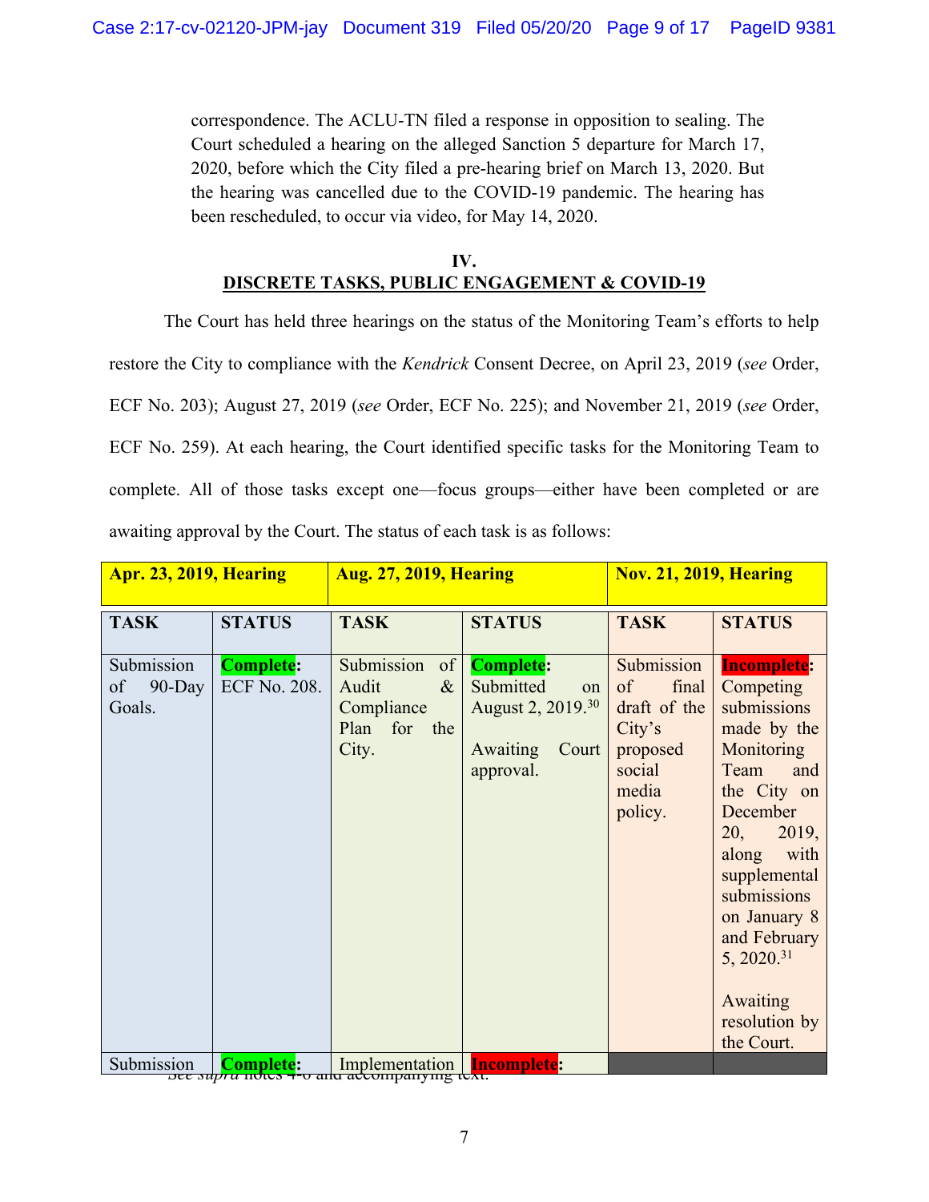correspondence. The ACLU-TN filed a response in opposition to sealing. The Court scheduled a hearing on the alleged Sanction 5 departure for March 17, 2020, before which the City filed a pre-hearing brief on March 13, 2020. But the hearing was cancelled due to the COVID-19 pandemic. The hearing has been rescheduled, to occur via video, for May 14, 2020.

## IV.
## DISCRETE TASKS, PUBLIC ENGAGEMENT & COVID-19

The Court has held three hearings on the status of the Monitoring Team's efforts to help restore the City to compliance with the *Kendrick* Consent Decree, on April 23, 2019 (*see* Order, ECF No. 203); August 27, 2019 (*see* Order, ECF No. 225); and November 21, 2019 (*see* Order, ECF No. 259). At each hearing, the Court identified specific tasks for the Monitoring Team to complete. All of those tasks except one—focus groups—either have been completed or are awaiting approval by the Court. The status of each task is as follows:

| **Apr. 23, 2019, Hearing** | | **Aug. 27, 2019, Hearing** | | **Nov. 21, 2019, Hearing** | |
|---|---|---|---|---|---|
| **TASK** | **STATUS** | **TASK** | **STATUS** | **TASK** | **STATUS** |
| Submission of 90-Day Goals. | **Complete**: ECF No. 208. | Submission of Audit & Compliance Plan for the City. | **Complete**: Submitted on August 2, 2019.[30] Awaiting Court approval. | Submission of final draft of the City's proposed social media policy. | **Incomplete**: Competing submissions made by the Monitoring Team and the City on December 20, 2019, along with supplemental submissions on January 8 and February 5, 2020.[31] Awaiting resolution by the Court. |
| Submission | **Complete**: | Implementation | **Incomplete**: | | |

*See supra* notes 4-6 and accompanying text.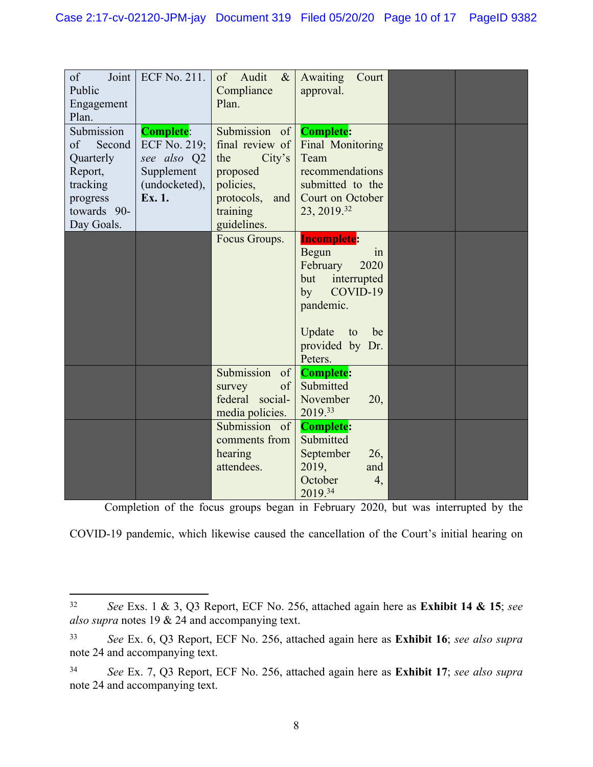| of Joint Public Engagement Plan. | ECF No. 211. | of Audit & Compliance Plan. | Awaiting Court approval. | | |
|---|---|---|---|---|---|
| Submission of Second Quarterly Report, tracking progress towards 90-Day Goals. | **Complete**: ECF No. 219; *see also* Q2 Supplement (undocketed), **Ex. 1.** | Submission of final review of the City's proposed policies, protocols, and training guidelines. | **Complete**: Final Monitoring Team recommendations submitted to the Court on October 23, 2019.[32] | | |
| | | Focus Groups. | **Incomplete**: Begun in February 2020 but interrupted by COVID-19 pandemic.<br><br>Update to be provided by Dr. Peters. | | |
| | | Submission of survey of federal social-media policies. | **Complete**: Submitted November 20, 2019.[33] | | |
| | | Submission of comments from hearing attendees. | **Complete**: Submitted September 26, 2019, and October 4, 2019.[34] | | |

Completion of the focus groups began in February 2020, but was interrupted by the COVID-19 pandemic, which likewise caused the cancellation of the Court's initial hearing on

---

[32] *See* Exs. 1 & 3, Q3 Report, ECF No. 256, attached again here as **Exhibit 14 & 15**; *see also supra* notes 19 & 24 and accompanying text.

[33] *See* Ex. 6, Q3 Report, ECF No. 256, attached again here as **Exhibit 16**; *see also supra* note 24 and accompanying text.

[34] *See* Ex. 7, Q3 Report, ECF No. 256, attached again here as **Exhibit 17**; *see also supra* note 24 and accompanying text.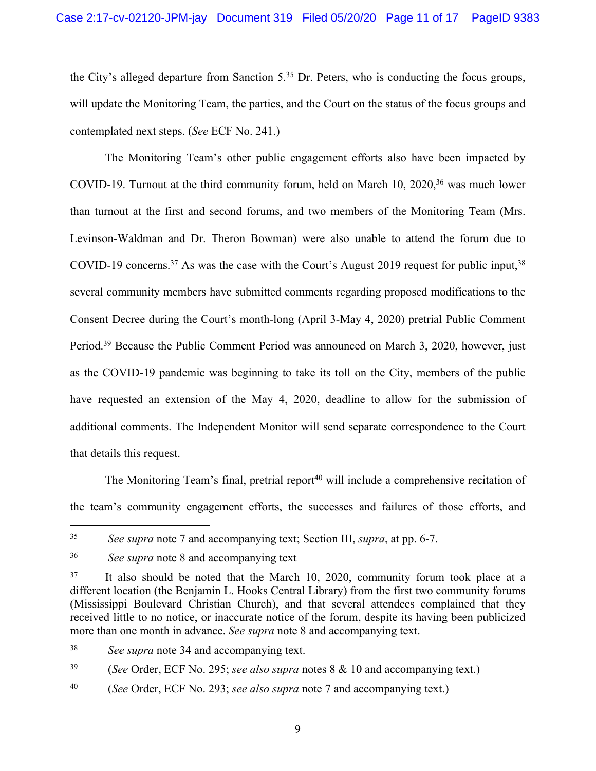the City's alleged departure from Sanction 5.[35] Dr. Peters, who is conducting the focus groups, will update the Monitoring Team, the parties, and the Court on the status of the focus groups and contemplated next steps. (*See* ECF No. 241.)

The Monitoring Team's other public engagement efforts also have been impacted by COVID-19. Turnout at the third community forum, held on March 10, 2020,[36] was much lower than turnout at the first and second forums, and two members of the Monitoring Team (Mrs. Levinson-Waldman and Dr. Theron Bowman) were also unable to attend the forum due to COVID-19 concerns.[37] As was the case with the Court's August 2019 request for public input,[38] several community members have submitted comments regarding proposed modifications to the Consent Decree during the Court's month-long (April 3-May 4, 2020) pretrial Public Comment Period.[39] Because the Public Comment Period was announced on March 3, 2020, however, just as the COVID-19 pandemic was beginning to take its toll on the City, members of the public have requested an extension of the May 4, 2020, deadline to allow for the submission of additional comments. The Independent Monitor will send separate correspondence to the Court that details this request.

The Monitoring Team's final, pretrial report[40] will include a comprehensive recitation of the team's community engagement efforts, the successes and failures of those efforts, and

---

[35] *See supra* note 7 and accompanying text; Section III, *supra*, at pp. 6-7.

[36] *See supra* note 8 and accompanying text

[37] It also should be noted that the March 10, 2020, community forum took place at a different location (the Benjamin L. Hooks Central Library) from the first two community forums (Mississippi Boulevard Christian Church), and that several attendees complained that they received little to no notice, or inaccurate notice of the forum, despite its having been publicized more than one month in advance. *See supra* note 8 and accompanying text.

[38] *See supra* note 34 and accompanying text.

[39] (*See* Order, ECF No. 295; *see also supra* notes 8 & 10 and accompanying text.)

[40] (*See* Order, ECF No. 293; *see also supra* note 7 and accompanying text.)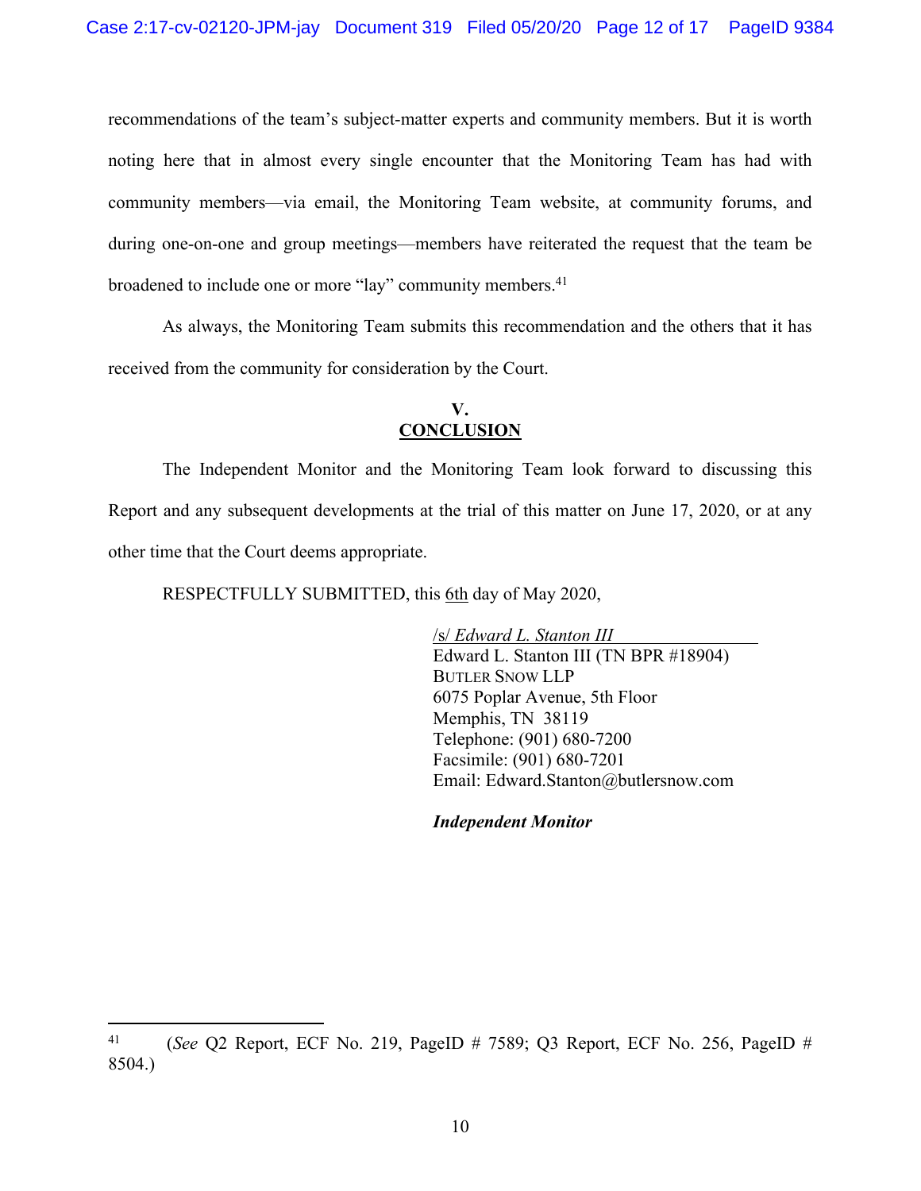recommendations of the team's subject-matter experts and community members. But it is worth noting here that in almost every single encounter that the Monitoring Team has had with community members—via email, the Monitoring Team website, at community forums, and during one-on-one and group meetings—members have reiterated the request that the team be broadened to include one or more "lay" community members.[41]

As always, the Monitoring Team submits this recommendation and the others that it has received from the community for consideration by the Court.

## V. CONCLUSION

The Independent Monitor and the Monitoring Team look forward to discussing this Report and any subsequent developments at the trial of this matter on June 17, 2020, or at any other time that the Court deems appropriate.

RESPECTFULLY SUBMITTED, this 6th day of May 2020,

/s/ *Edward L. Stanton III*
Edward L. Stanton III (TN BPR #18904)
BUTLER SNOW LLP
6075 Poplar Avenue, 5th Floor
Memphis, TN 38119
Telephone: (901) 680-7200
Facsimile: (901) 680-7201
Email: Edward.Stanton@butlersnow.com

***Independent Monitor***

---

[41] (*See* Q2 Report, ECF No. 219, PageID # 7589; Q3 Report, ECF No. 256, PageID # 8504.)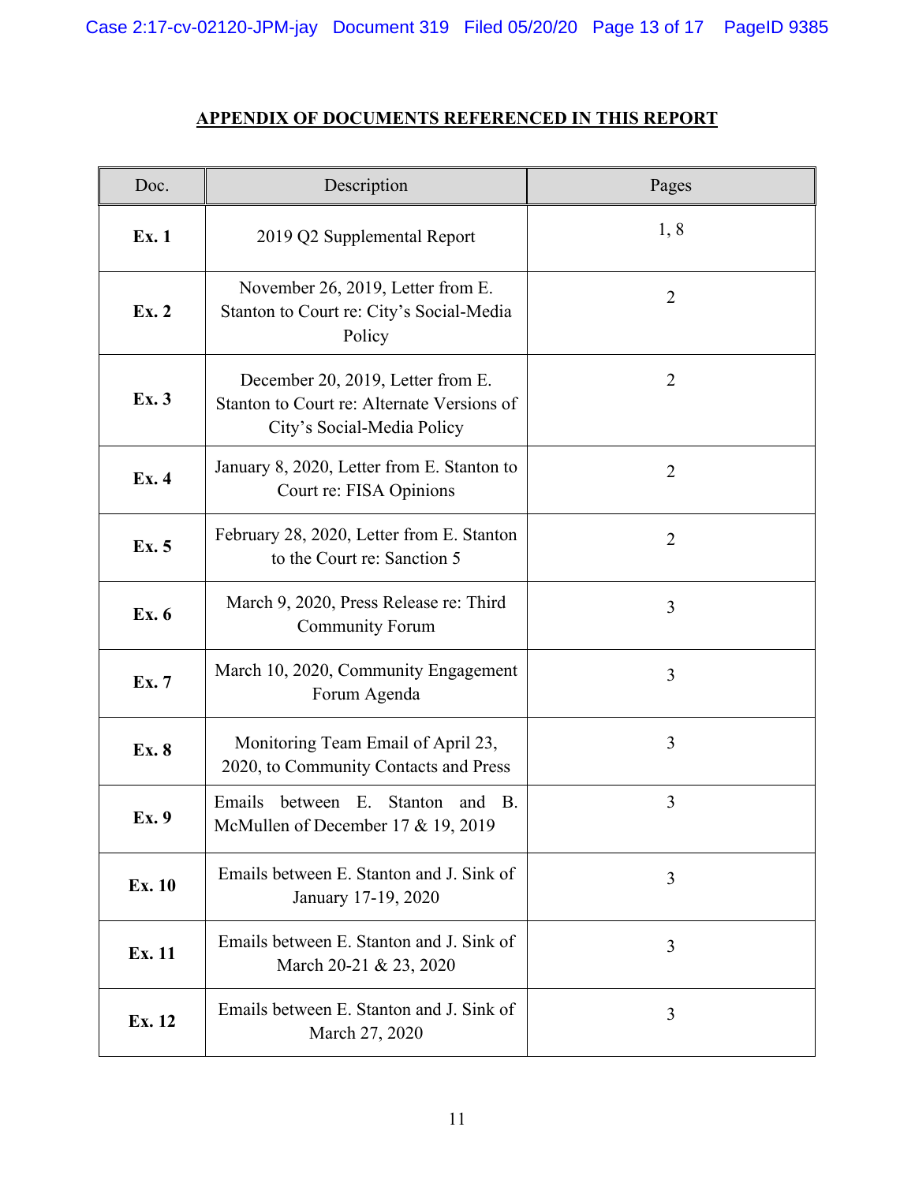**APPENDIX OF DOCUMENTS REFERENCED IN THIS REPORT**

| Doc. | Description | Pages |
|---|---|---|
| **Ex. 1** | 2019 Q2 Supplemental Report | 1, 8 |
| **Ex. 2** | November 26, 2019, Letter from E. Stanton to Court re: City's Social-Media Policy | 2 |
| **Ex. 3** | December 20, 2019, Letter from E. Stanton to Court re: Alternate Versions of City's Social-Media Policy | 2 |
| **Ex. 4** | January 8, 2020, Letter from E. Stanton to Court re: FISA Opinions | 2 |
| **Ex. 5** | February 28, 2020, Letter from E. Stanton to the Court re: Sanction 5 | 2 |
| **Ex. 6** | March 9, 2020, Press Release re: Third Community Forum | 3 |
| **Ex. 7** | March 10, 2020, Community Engagement Forum Agenda | 3 |
| **Ex. 8** | Monitoring Team Email of April 23, 2020, to Community Contacts and Press | 3 |
| **Ex. 9** | Emails between E. Stanton and B. McMullen of December 17 & 19, 2019 | 3 |
| **Ex. 10** | Emails between E. Stanton and J. Sink of January 17-19, 2020 | 3 |
| **Ex. 11** | Emails between E. Stanton and J. Sink of March 20-21 & 23, 2020 | 3 |
| **Ex. 12** | Emails between E. Stanton and J. Sink of March 27, 2020 | 3 |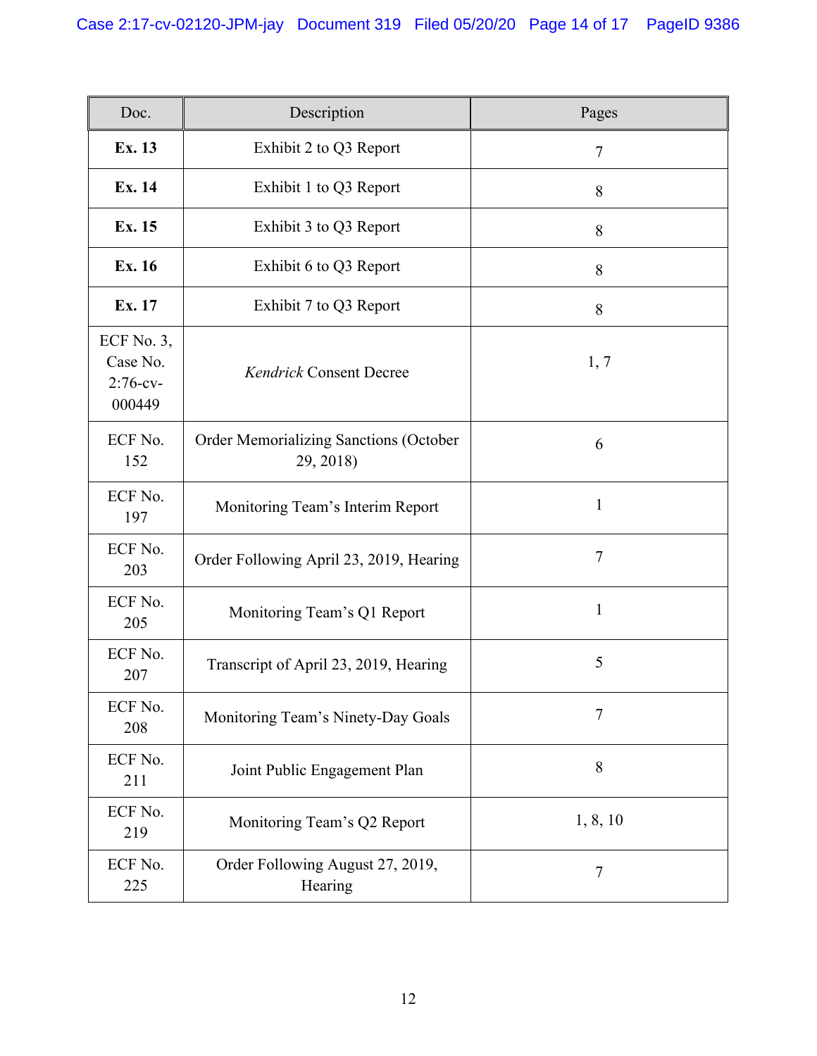| Doc. | Description | Pages |
| --- | --- | --- |
| **Ex. 13** | Exhibit 2 to Q3 Report | 7 |
| **Ex. 14** | Exhibit 1 to Q3 Report | 8 |
| **Ex. 15** | Exhibit 3 to Q3 Report | 8 |
| **Ex. 16** | Exhibit 6 to Q3 Report | 8 |
| **Ex. 17** | Exhibit 7 to Q3 Report | 8 |
| ECF No. 3, Case No. 2:76-cv-000449 | *Kendrick* Consent Decree | 1, 7 |
| ECF No. 152 | Order Memorializing Sanctions (October 29, 2018) | 6 |
| ECF No. 197 | Monitoring Team's Interim Report | 1 |
| ECF No. 203 | Order Following April 23, 2019, Hearing | 7 |
| ECF No. 205 | Monitoring Team's Q1 Report | 1 |
| ECF No. 207 | Transcript of April 23, 2019, Hearing | 5 |
| ECF No. 208 | Monitoring Team's Ninety-Day Goals | 7 |
| ECF No. 211 | Joint Public Engagement Plan | 8 |
| ECF No. 219 | Monitoring Team's Q2 Report | 1, 8, 10 |
| ECF No. 225 | Order Following August 27, 2019, Hearing | 7 |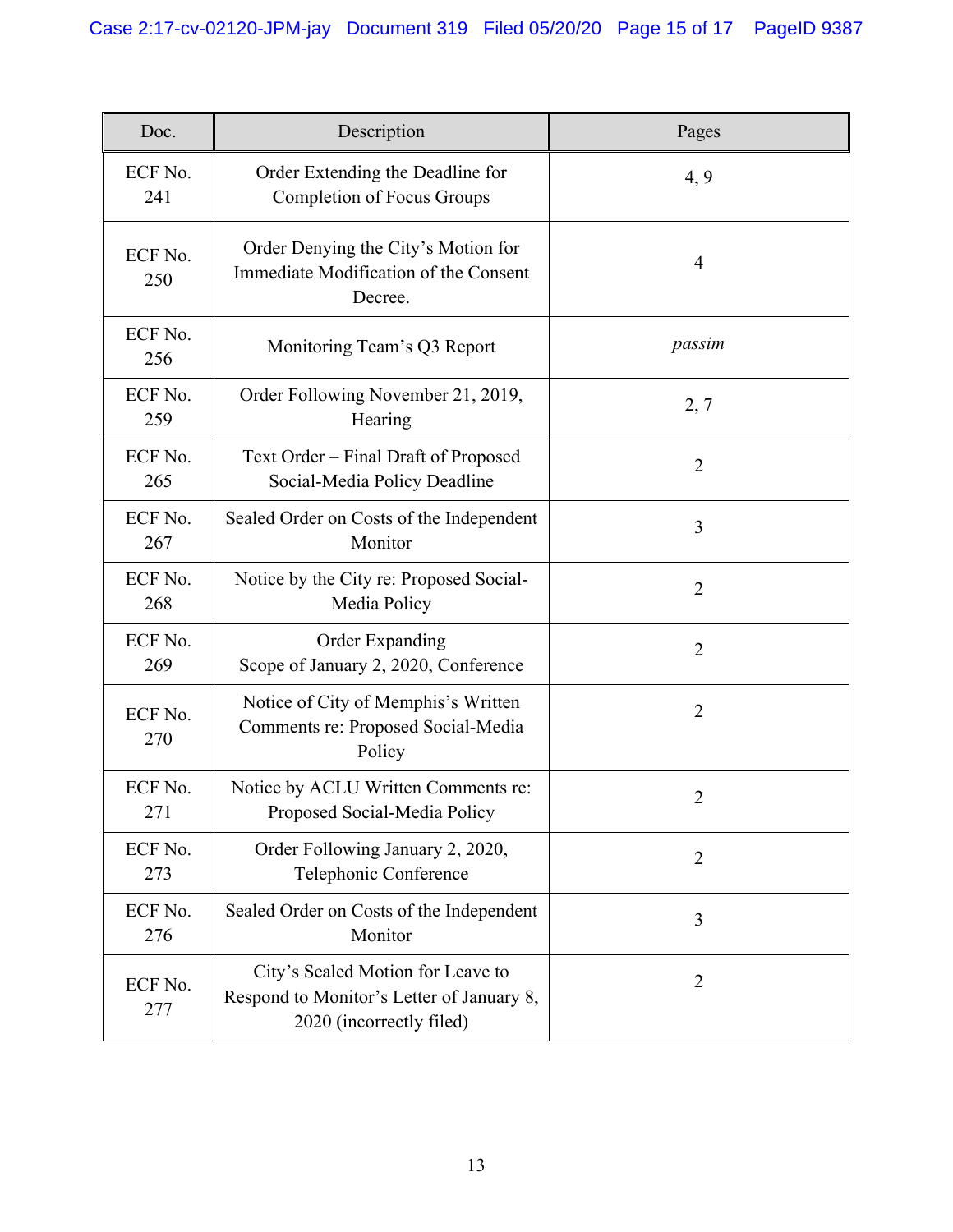| Doc. | Description | Pages |
| --- | --- | --- |
| ECF No. 241 | Order Extending the Deadline for Completion of Focus Groups | 4, 9 |
| ECF No. 250 | Order Denying the City's Motion for Immediate Modification of the Consent Decree. | 4 |
| ECF No. 256 | Monitoring Team's Q3 Report | *passim* |
| ECF No. 259 | Order Following November 21, 2019, Hearing | 2, 7 |
| ECF No. 265 | Text Order – Final Draft of Proposed Social-Media Policy Deadline | 2 |
| ECF No. 267 | Sealed Order on Costs of the Independent Monitor | 3 |
| ECF No. 268 | Notice by the City re: Proposed Social-Media Policy | 2 |
| ECF No. 269 | Order Expanding Scope of January 2, 2020, Conference | 2 |
| ECF No. 270 | Notice of City of Memphis's Written Comments re: Proposed Social-Media Policy | 2 |
| ECF No. 271 | Notice by ACLU Written Comments re: Proposed Social-Media Policy | 2 |
| ECF No. 273 | Order Following January 2, 2020, Telephonic Conference | 2 |
| ECF No. 276 | Sealed Order on Costs of the Independent Monitor | 3 |
| ECF No. 277 | City's Sealed Motion for Leave to Respond to Monitor's Letter of January 8, 2020 (incorrectly filed) | 2 |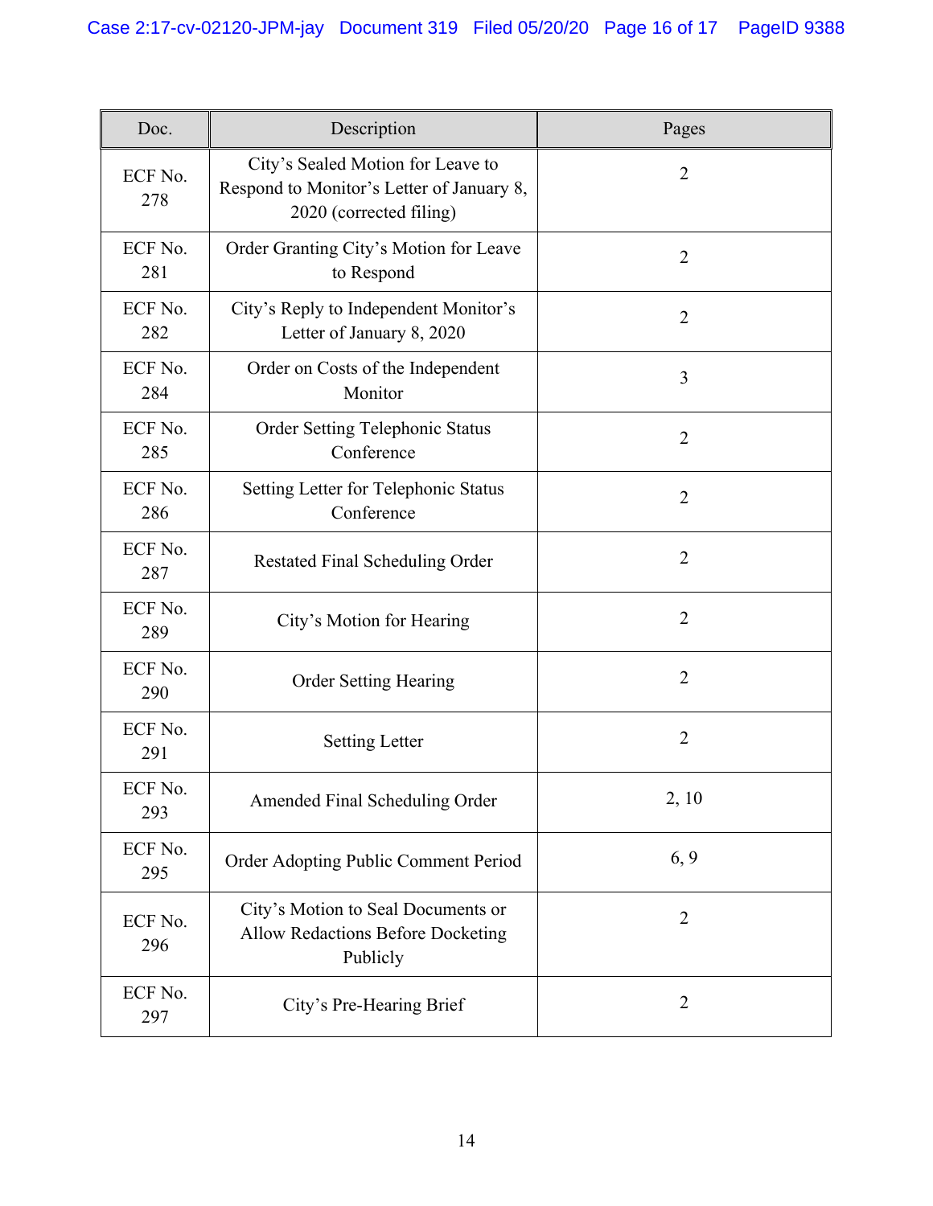| Doc. | Description | Pages |
|---|---|---|
| ECF No. 278 | City's Sealed Motion for Leave to Respond to Monitor's Letter of January 8, 2020 (corrected filing) | 2 |
| ECF No. 281 | Order Granting City's Motion for Leave to Respond | 2 |
| ECF No. 282 | City's Reply to Independent Monitor's Letter of January 8, 2020 | 2 |
| ECF No. 284 | Order on Costs of the Independent Monitor | 3 |
| ECF No. 285 | Order Setting Telephonic Status Conference | 2 |
| ECF No. 286 | Setting Letter for Telephonic Status Conference | 2 |
| ECF No. 287 | Restated Final Scheduling Order | 2 |
| ECF No. 289 | City's Motion for Hearing | 2 |
| ECF No. 290 | Order Setting Hearing | 2 |
| ECF No. 291 | Setting Letter | 2 |
| ECF No. 293 | Amended Final Scheduling Order | 2, 10 |
| ECF No. 295 | Order Adopting Public Comment Period | 6, 9 |
| ECF No. 296 | City's Motion to Seal Documents or Allow Redactions Before Docketing Publicly | 2 |
| ECF No. 297 | City's Pre-Hearing Brief | 2 |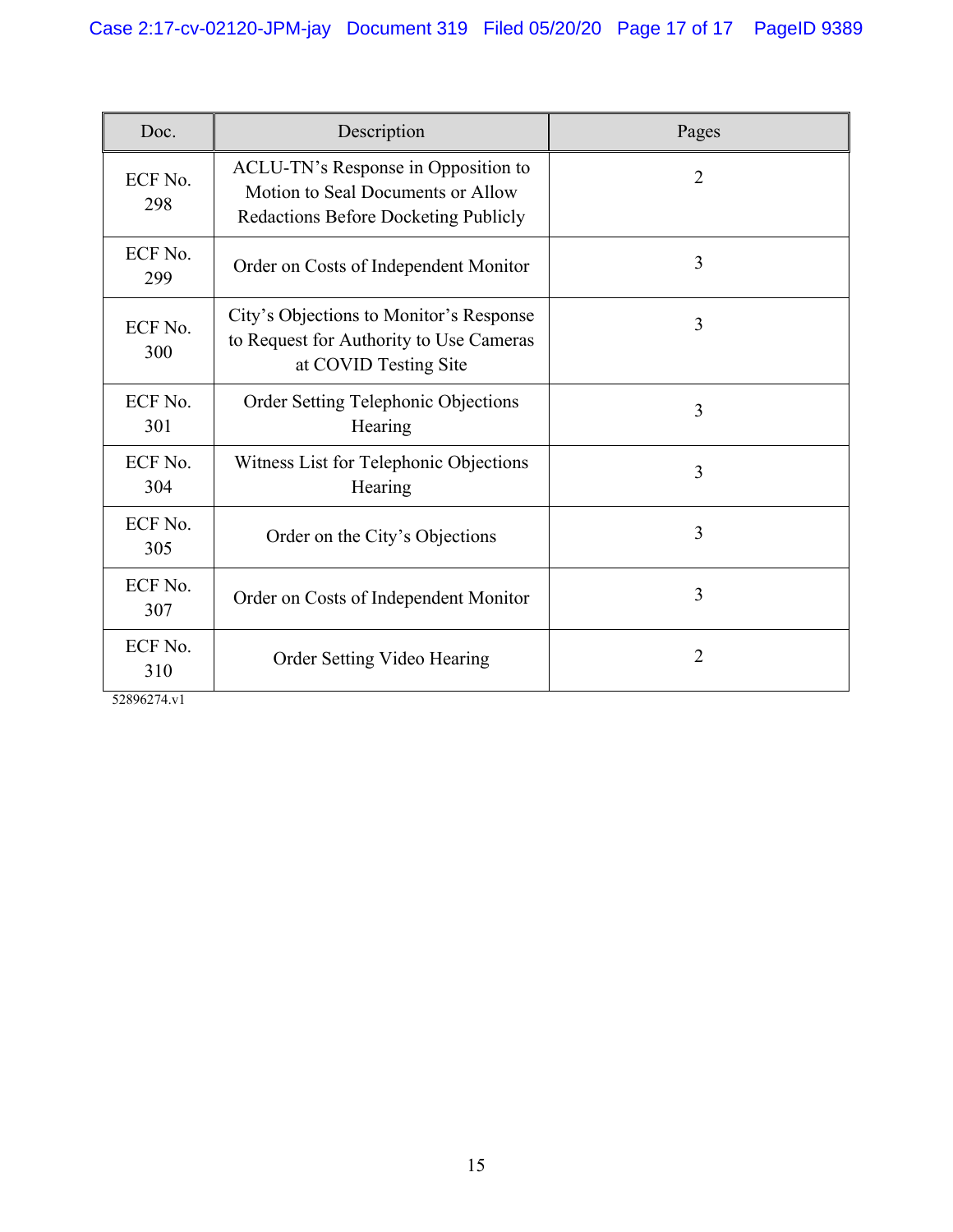| Doc. | Description | Pages |
|---|---|---|
| ECF No. 298 | ACLU-TN's Response in Opposition to Motion to Seal Documents or Allow Redactions Before Docketing Publicly | 2 |
| ECF No. 299 | Order on Costs of Independent Monitor | 3 |
| ECF No. 300 | City's Objections to Monitor's Response to Request for Authority to Use Cameras at COVID Testing Site | 3 |
| ECF No. 301 | Order Setting Telephonic Objections Hearing | 3 |
| ECF No. 304 | Witness List for Telephonic Objections Hearing | 3 |
| ECF No. 305 | Order on the City's Objections | 3 |
| ECF No. 307 | Order on Costs of Independent Monitor | 3 |
| ECF No. 310 | Order Setting Video Hearing | 2 |

52896274.v1